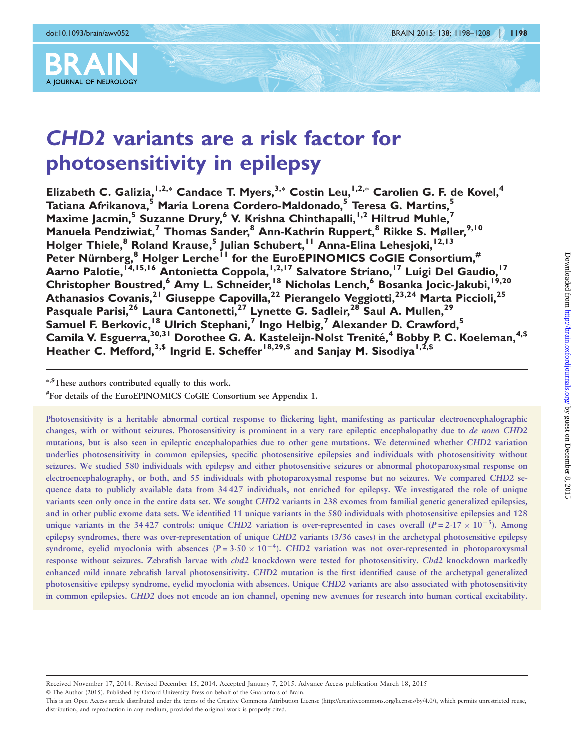# *CHD2* variants are a risk factor for photosensitivity in epilepsy

Elizabeth C. Galizia,[1,2,*] Candace T. Myers,[3,*] Costin Leu,[1,2,*] Carolien G. F. de Kovel,[4] Tatiana Afrikanova,[5] Maria Lorena Cordero-Maldonado,[5] Teresa G. Martins,[5] Maxime Jacmin,[5] Suzanne Drury,[6] V. Krishna Chinthapalli,[1,2] Hiltrud Muhle,[7] Manuela Pendziwiat,[7] Thomas Sander,[8] Ann-Kathrin Ruppert,[8] Rikke S. Møller,[9,10] Holger Thiele,[8] Roland Krause,[5] Julian Schubert,[11] Anna-Elina Lehesjoki,[12,13] Peter Nürnberg,[8] Holger Lerche[11] for the EuroEPINOMICS CoGIE Consortium,[#] Aarno Palotie,[14,15,16] Antonietta Coppola,[1,2,17] Salvatore Striano,[17] Luigi Del Gaudio,[17] Christopher Boustred,[6] Amy L. Schneider,[18] Nicholas Lench,[6] Bosanka Jocic-Jakubi,[19,20] Athanasios Covanis,[21] Giuseppe Capovilla,[22] Pierangelo Veggiotti,[23,24] Marta Piccioli,[25] Pasquale Parisi,[26] Laura Cantonetti,[27] Lynette G. Sadleir,[28] Saul A. Mullen,[29] Samuel F. Berkovic,[18] Ulrich Stephani,[7] Ingo Helbig,[7] Alexander D. Crawford,[5] Camila V. Esguerra,[30,31] Dorothee G. A. Kasteleijn-Nolst Trenité,[4] Bobby P. C. Koeleman,[4,$] Heather C. Mefford,[3,$] Ingrid E. Scheffer[18,29,$] and Sanjay M. Sisodiya[1,2,$]

*,$These authors contributed equally to this work.

#For details of the EuroEPINOMICS CoGIE Consortium see Appendix 1.

Photosensitivity is a heritable abnormal cortical response to flickering light, manifesting as particular electroencephalographic changes, with or without seizures. Photosensitivity is prominent in a very rare epileptic encephalopathy due to *de novo CHD2* mutations, but is also seen in epileptic encephalopathies due to other gene mutations. We determined whether *CHD2* variation underlies photosensitivity in common epilepsies, specific photosensitive epilepsies and individuals with photosensitivity without seizures. We studied 580 individuals with epilepsy and either photosensitive seizures or abnormal photoparoxysmal response on electroencephalography, or both, and 55 individuals with photoparoxysmal response but no seizures. We compared *CHD2* sequence data to publicly available data from 34 427 individuals, not enriched for epilepsy. We investigated the role of unique variants seen only once in the entire data set. We sought *CHD2* variants in 238 exomes from familial genetic generalized epilepsies, and in other public exome data sets. We identified 11 unique variants in the 580 individuals with photosensitive epilepsies and 128 unique variants in the 34 427 controls: unique *CHD2* variation is over-represented in cases overall ($P = 2{\cdot}17 \times 10^{-5}$). Among epilepsy syndromes, there was over-representation of unique *CHD2* variants (3/36 cases) in the archetypal photosensitive epilepsy syndrome, eyelid myoclonia with absences ($P = 3{\cdot}50 \times 10^{-4}$). *CHD2* variation was not over-represented in photoparoxysmal response without seizures. Zebrafish larvae with *chd2* knockdown were tested for photosensitivity. *Chd2* knockdown markedly enhanced mild innate zebrafish larval photosensitivity. *CHD2* mutation is the first identified cause of the archetypal generalized photosensitive epilepsy syndrome, eyelid myoclonia with absences. Unique *CHD2* variants are also associated with photosensitivity in common epilepsies. *CHD2* does not encode an ion channel, opening new avenues for research into human cortical excitability.

Received November 17, 2014. Revised December 15, 2014. Accepted January 7, 2015. Advance Access publication March 18, 2015

© The Author (2015). Published by Oxford University Press on behalf of the Guarantors of Brain.

This is an Open Access article distributed under the terms of the Creative Commons Attribution License (http://creativecommons.org/licenses/by/4.0/), which permits unrestricted reuse, distribution, and reproduction in any medium, provided the original work is properly cited.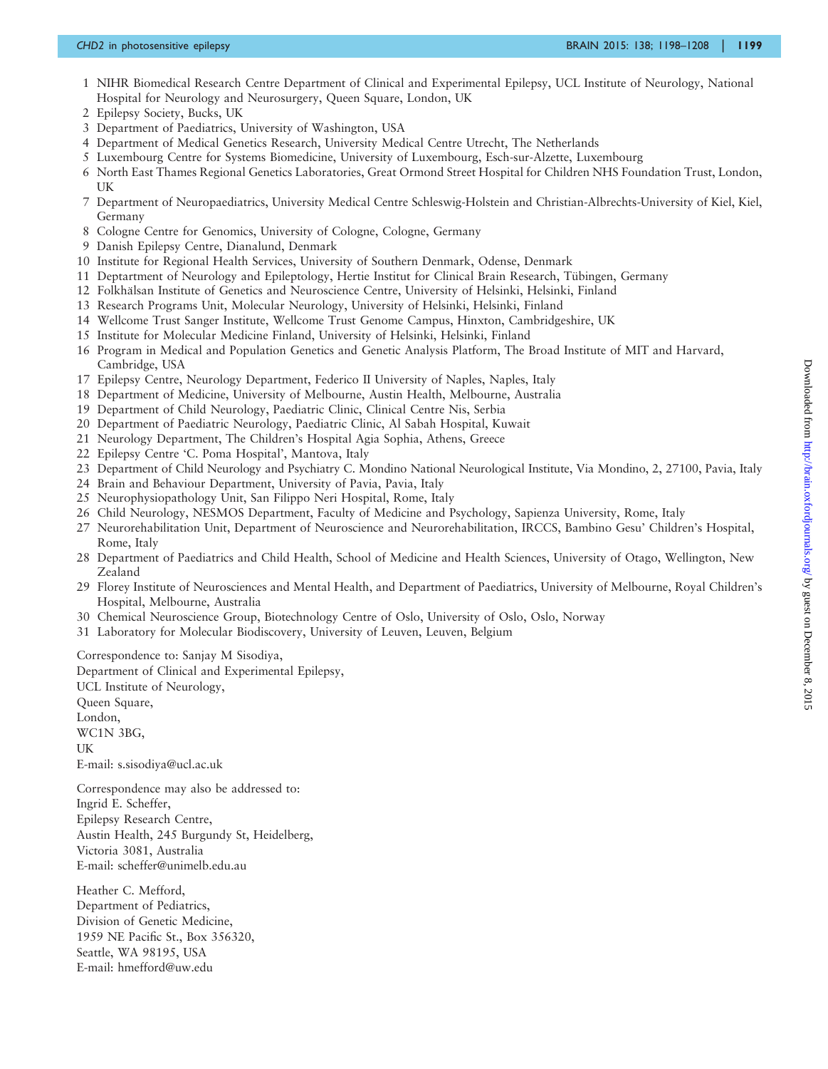1 NIHR Biomedical Research Centre Department of Clinical and Experimental Epilepsy, UCL Institute of Neurology, National Hospital for Neurology and Neurosurgery, Queen Square, London, UK
2 Epilepsy Society, Bucks, UK
3 Department of Paediatrics, University of Washington, USA
4 Department of Medical Genetics Research, University Medical Centre Utrecht, The Netherlands
5 Luxembourg Centre for Systems Biomedicine, University of Luxembourg, Esch-sur-Alzette, Luxembourg
6 North East Thames Regional Genetics Laboratories, Great Ormond Street Hospital for Children NHS Foundation Trust, London, UK
7 Department of Neuropaediatrics, University Medical Centre Schleswig-Holstein and Christian-Albrechts-University of Kiel, Kiel, Germany
8 Cologne Centre for Genomics, University of Cologne, Cologne, Germany
9 Danish Epilepsy Centre, Dianalund, Denmark
10 Institute for Regional Health Services, University of Southern Denmark, Odense, Denmark
11 Deptartment of Neurology and Epileptology, Hertie Institut for Clinical Brain Research, Tübingen, Germany
12 Folkhälsan Institute of Genetics and Neuroscience Centre, University of Helsinki, Helsinki, Finland
13 Research Programs Unit, Molecular Neurology, University of Helsinki, Helsinki, Finland
14 Wellcome Trust Sanger Institute, Wellcome Trust Genome Campus, Hinxton, Cambridgeshire, UK
15 Institute for Molecular Medicine Finland, University of Helsinki, Helsinki, Finland
16 Program in Medical and Population Genetics and Genetic Analysis Platform, The Broad Institute of MIT and Harvard, Cambridge, USA
17 Epilepsy Centre, Neurology Department, Federico II University of Naples, Naples, Italy
18 Department of Medicine, University of Melbourne, Austin Health, Melbourne, Australia
19 Department of Child Neurology, Paediatric Clinic, Clinical Centre Nis, Serbia
20 Department of Paediatric Neurology, Paediatric Clinic, Al Sabah Hospital, Kuwait
21 Neurology Department, The Children's Hospital Agia Sophia, Athens, Greece
22 Epilepsy Centre 'C. Poma Hospital', Mantova, Italy
23 Department of Child Neurology and Psychiatry C. Mondino National Neurological Institute, Via Mondino, 2, 27100, Pavia, Italy
24 Brain and Behaviour Department, University of Pavia, Pavia, Italy
25 Neurophysiopathology Unit, San Filippo Neri Hospital, Rome, Italy
26 Child Neurology, NESMOS Department, Faculty of Medicine and Psychology, Sapienza University, Rome, Italy
27 Neurorehabilitation Unit, Department of Neuroscience and Neurorehabilitation, IRCCS, Bambino Gesu' Children's Hospital, Rome, Italy
28 Department of Paediatrics and Child Health, School of Medicine and Health Sciences, University of Otago, Wellington, New Zealand
29 Florey Institute of Neurosciences and Mental Health, and Department of Paediatrics, University of Melbourne, Royal Children's Hospital, Melbourne, Australia
30 Chemical Neuroscience Group, Biotechnology Centre of Oslo, University of Oslo, Oslo, Norway
31 Laboratory for Molecular Biodiscovery, University of Leuven, Leuven, Belgium

Correspondence to: Sanjay M Sisodiya,
Department of Clinical and Experimental Epilepsy,
UCL Institute of Neurology,
Queen Square,
London,
WC1N 3BG,
UK
E-mail: s.sisodiya@ucl.ac.uk

Correspondence may also be addressed to:
Ingrid E. Scheffer,
Epilepsy Research Centre,
Austin Health, 245 Burgundy St, Heidelberg,
Victoria 3081, Australia
E-mail: scheffer@unimelb.edu.au

Heather C. Mefford,
Department of Pediatrics,
Division of Genetic Medicine,
1959 NE Pacific St., Box 356320,
Seattle, WA 98195, USA
E-mail: hmefford@uw.edu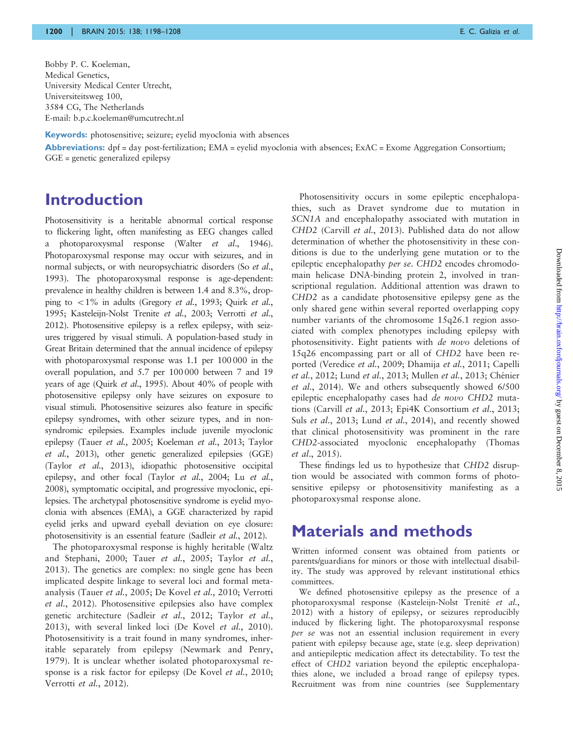Bobby P. C. Koeleman,
Medical Genetics,
University Medical Center Utrecht,
Universiteitsweg 100,
3584 CG, The Netherlands
E-mail: b.p.c.koeleman@umcutrecht.nl

**Keywords:** photosensitive; seizure; eyelid myoclonia with absences

**Abbreviations:** dpf = day post-fertilization; EMA = eyelid myoclonia with absences; ExAC = Exome Aggregation Consortium; GGE = genetic generalized epilepsy

# Introduction

Photosensitivity is a heritable abnormal cortical response to flickering light, often manifesting as EEG changes called a photoparoxysmal response (Walter *et al.*, 1946). Photoparoxysmal response may occur with seizures, and in normal subjects, or with neuropsychiatric disorders (So *et al.*, 1993). The photoparoxysmal response is age-dependent: prevalence in healthy children is between 1.4 and 8.3%, dropping to <1% in adults (Gregory *et al.*, 1993; Quirk *et al.*, 1995; Kasteleijn-Nolst Trenite *et al.*, 2003; Verrotti *et al.*, 2012). Photosensitive epilepsy is a reflex epilepsy, with seizures triggered by visual stimuli. A population-based study in Great Britain determined that the annual incidence of epilepsy with photoparoxysmal response was 1.1 per 100 000 in the overall population, and 5.7 per 100 000 between 7 and 19 years of age (Quirk *et al.*, 1995). About 40% of people with photosensitive epilepsy only have seizures on exposure to visual stimuli. Photosensitive seizures also feature in specific epilepsy syndromes, with other seizure types, and in non-syndromic epilepsies. Examples include juvenile myoclonic epilepsy (Tauer *et al.*, 2005; Koeleman *et al.*, 2013; Taylor *et al.*, 2013), other genetic generalized epilepsies (GGE) (Taylor *et al.*, 2013), idiopathic photosensitive occipital epilepsy, and other focal (Taylor *et al.*, 2004; Lu *et al.*, 2008), symptomatic occipital, and progressive myoclonic, epilepsies. The archetypal photosensitive syndrome is eyelid myoclonia with absences (EMA), a GGE characterized by rapid eyelid jerks and upward eyeball deviation on eye closure: photosensitivity is an essential feature (Sadleir *et al.*, 2012).

The photoparoxysmal response is highly heritable (Waltz and Stephani, 2000; Tauer *et al.*, 2005; Taylor *et al.*, 2013). The genetics are complex: no single gene has been implicated despite linkage to several loci and formal meta-analysis (Tauer *et al.*, 2005; De Kovel *et al.*, 2010; Verrotti *et al.*, 2012). Photosensitive epilepsies also have complex genetic architecture (Sadleir *et al.*, 2012; Taylor *et al.*, 2013), with several linked loci (De Kovel *et al.*, 2010). Photosensitivity is a trait found in many syndromes, inheritable separately from epilepsy (Newmark and Penry, 1979). It is unclear whether isolated photoparoxysmal response is a risk factor for epilepsy (De Kovel *et al.*, 2010; Verrotti *et al.*, 2012).

Photosensitivity occurs in some epileptic encephalopathies, such as Dravet syndrome due to mutation in *SCN1A* and encephalopathy associated with mutation in *CHD2* (Carvill *et al.*, 2013). Published data do not allow determination of whether the photosensitivity in these conditions is due to the underlying gene mutation or to the epileptic encephalopathy *per se*. *CHD2* encodes chromodomain helicase DNA-binding protein 2, involved in transcriptional regulation. Additional attention was drawn to *CHD2* as a candidate photosensitive epilepsy gene as the only shared gene within several reported overlapping copy number variants of the chromosome 15q26.1 region associated with complex phenotypes including epilepsy with photosensitivity. Eight patients with *de novo* deletions of 15q26 encompassing part or all of *CHD2* have been reported (Veredice *et al.*, 2009; Dhamija *et al.*, 2011; Capelli *et al.*, 2012; Lund *et al.*, 2013; Mullen *et al.*, 2013; Chénier *et al.*, 2014). We and others subsequently showed 6/500 epileptic encephalopathy cases had *de novo CHD2* mutations (Carvill *et al.*, 2013; Epi4K Consortium *et al.*, 2013; Suls *et al.*, 2013; Lund *et al.*, 2014), and recently showed that clinical photosensitivity was prominent in the rare *CHD2*-associated myoclonic encephalopathy (Thomas *et al.*, 2015).

These findings led us to hypothesize that *CHD2* disruption would be associated with common forms of photosensitive epilepsy or photosensitivity manifesting as a photoparoxysmal response alone.

# Materials and methods

Written informed consent was obtained from patients or parents/guardians for minors or those with intellectual disability. The study was approved by relevant institutional ethics committees.

We defined photosensitive epilepsy as the presence of a photoparoxysmal response (Kasteleijn-Nolst Trenité *et al.*, 2012) with a history of epilepsy, or seizures reproducibly induced by flickering light. The photoparoxysmal response *per se* was not an essential inclusion requirement in every patient with epilepsy because age, state (e.g. sleep deprivation) and antiepileptic medication affect its detectability. To test the effect of *CHD2* variation beyond the epileptic encephalopathies alone, we included a broad range of epilepsy types. Recruitment was from nine countries (see Supplementary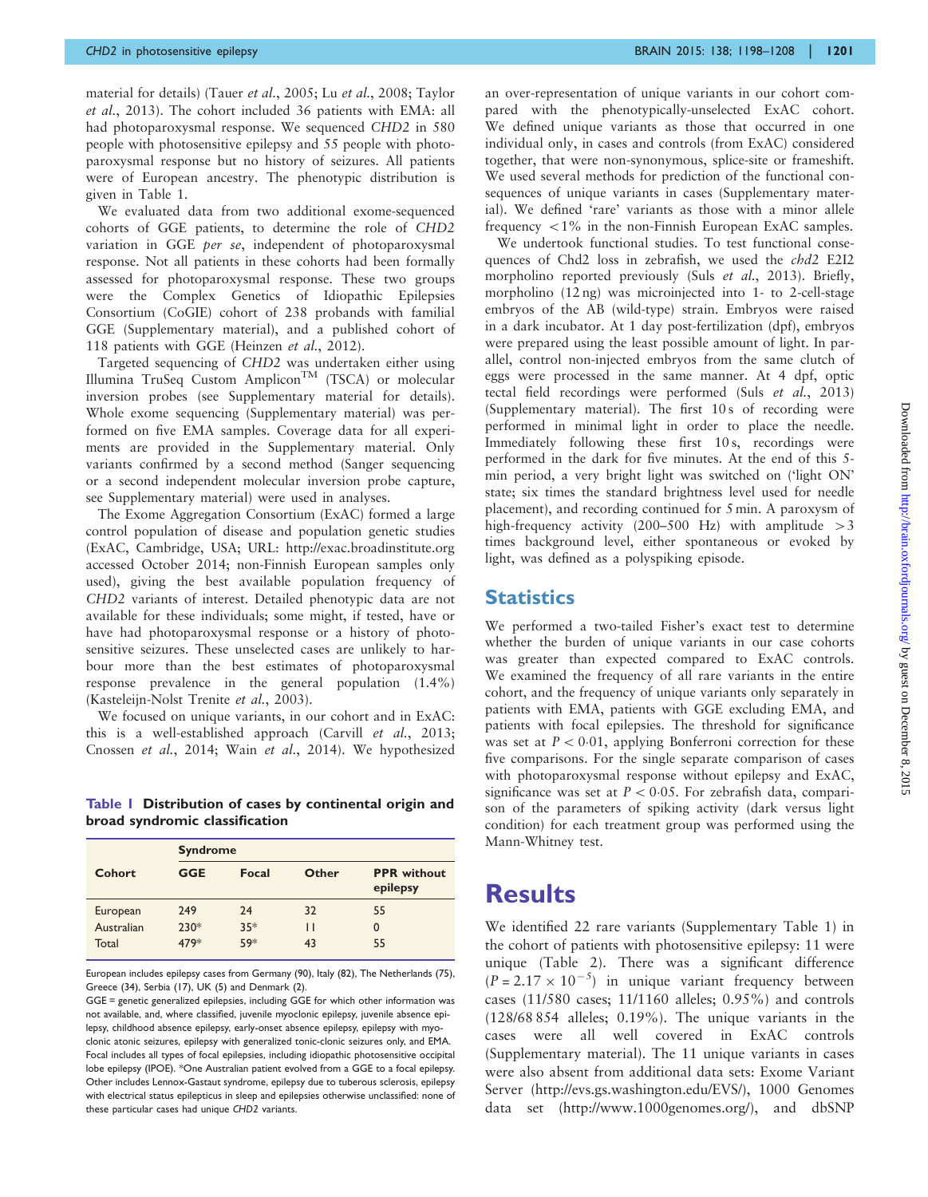material for details) (Tauer *et al.*, 2005; Lu *et al.*, 2008; Taylor *et al.*, 2013). The cohort included 36 patients with EMA: all had photoparoxysmal response. We sequenced *CHD2* in 580 people with photosensitive epilepsy and 55 people with photoparoxysmal response but no history of seizures. All patients were of European ancestry. The phenotypic distribution is given in Table 1.

We evaluated data from two additional exome-sequenced cohorts of GGE patients, to determine the role of *CHD2* variation in GGE *per se*, independent of photoparoxysmal response. Not all patients in these cohorts had been formally assessed for photoparoxysmal response. These two groups were the Complex Genetics of Idiopathic Epilepsies Consortium (CoGIE) cohort of 238 probands with familial GGE (Supplementary material), and a published cohort of 118 patients with GGE (Heinzen *et al.*, 2012).

Targeted sequencing of *CHD2* was undertaken either using Illumina TruSeq Custom Amplicon™ (TSCA) or molecular inversion probes (see Supplementary material for details). Whole exome sequencing (Supplementary material) was performed on five EMA samples. Coverage data for all experiments are provided in the Supplementary material. Only variants confirmed by a second method (Sanger sequencing or a second independent molecular inversion probe capture, see Supplementary material) were used in analyses.

The Exome Aggregation Consortium (ExAC) formed a large control population of disease and population genetic studies (ExAC, Cambridge, USA; URL: http://exac.broadinstitute.org accessed October 2014; non-Finnish European samples only used), giving the best available population frequency of *CHD2* variants of interest. Detailed phenotypic data are not available for these individuals; some might, if tested, have or have had photoparoxysmal response or a history of photosensitive seizures. These unselected cases are unlikely to harbour more than the best estimates of photoparoxysmal response prevalence in the general population (1.4%) (Kasteleijn-Nolst Trenite *et al.*, 2003).

We focused on unique variants, in our cohort and in ExAC: this is a well-established approach (Carvill *et al.*, 2013; Cnossen *et al.*, 2014; Wain *et al.*, 2014). We hypothesized an over-representation of unique variants in our cohort compared with the phenotypically-unselected ExAC cohort. We defined unique variants as those that occurred in one individual only, in cases and controls (from ExAC) considered together, that were non-synonymous, splice-site or frameshift. We used several methods for prediction of the functional consequences of unique variants in cases (Supplementary material). We defined 'rare' variants as those with a minor allele frequency <1% in the non-Finnish European ExAC samples.

We undertook functional studies. To test functional consequences of Chd2 loss in zebrafish, we used the *chd2* E2I2 morpholino reported previously (Suls *et al.*, 2013). Briefly, morpholino (12 ng) was microinjected into 1- to 2-cell-stage embryos of the AB (wild-type) strain. Embryos were raised in a dark incubator. At 1 day post-fertilization (dpf), embryos were prepared using the least possible amount of light. In parallel, control non-injected embryos from the same clutch of eggs were processed in the same manner. At 4 dpf, optic tectal field recordings were performed (Suls *et al.*, 2013) (Supplementary material). The first 10 s of recording were performed in minimal light in order to place the needle. Immediately following these first 10 s, recordings were performed in the dark for five minutes. At the end of this 5-min period, a very bright light was switched on ('light ON' state; six times the standard brightness level used for needle placement), and recording continued for 5 min. A paroxysm of high-frequency activity (200–500 Hz) with amplitude >3 times background level, either spontaneous or evoked by light, was defined as a polyspiking episode.

**Table 1 Distribution of cases by continental origin and broad syndromic classification**

| Cohort | Syndrome | | | |
|---|---|---|---|---|
| | GGE | Focal | Other | PPR without epilepsy |
| European | 249 | 24 | 32 | 55 |
| Australian | 230* | 35* | 11 | 0 |
| Total | 479* | 59* | 43 | 55 |

European includes epilepsy cases from Germany (90), Italy (82), The Netherlands (75), Greece (34), Serbia (17), UK (5) and Denmark (2).

GGE = genetic generalized epilepsies, including GGE for which other information was not available, and, where classified, juvenile myoclonic epilepsy, juvenile absence epilepsy, childhood absence epilepsy, early-onset absence epilepsy, epilepsy with myoclonic atonic seizures, epilepsy with generalized tonic-clonic seizures only, and EMA. Focal includes all types of focal epilepsies, including idiopathic photosensitive occipital lobe epilepsy (IPOE). *One Australian patient evolved from a GGE to a focal epilepsy. Other includes Lennox-Gastaut syndrome, epilepsy due to tuberous sclerosis, epilepsy with electrical status epilepticus in sleep and epilepsies otherwise unclassified: none of these particular cases had unique *CHD2* variants.

## Statistics

We performed a two-tailed Fisher's exact test to determine whether the burden of unique variants in our case cohorts was greater than expected compared to ExAC controls. We examined the frequency of all rare variants in the entire cohort, and the frequency of unique variants only separately in patients with EMA, patients with GGE excluding EMA, and patients with focal epilepsies. The threshold for significance was set at $P < 0{\cdot}01$, applying Bonferroni correction for these five comparisons. For the single separate comparison of cases with photoparoxysmal response without epilepsy and ExAC, significance was set at $P < 0{\cdot}05$. For zebrafish data, comparison of the parameters of spiking activity (dark versus light condition) for each treatment group was performed using the Mann-Whitney test.

# Results

We identified 22 rare variants (Supplementary Table 1) in the cohort of patients with photosensitive epilepsy: 11 were unique (Table 2). There was a significant difference ($P = 2.17 \times 10^{-5}$) in unique variant frequency between cases (11/580 cases; 11/1160 alleles; 0.95%) and controls (128/68 854 alleles; 0.19%). The unique variants in the cases were all well covered in ExAC controls (Supplementary material). The 11 unique variants in cases were also absent from additional data sets: Exome Variant Server (http://evs.gs.washington.edu/EVS/), 1000 Genomes data set (http://www.1000genomes.org/), and dbSNP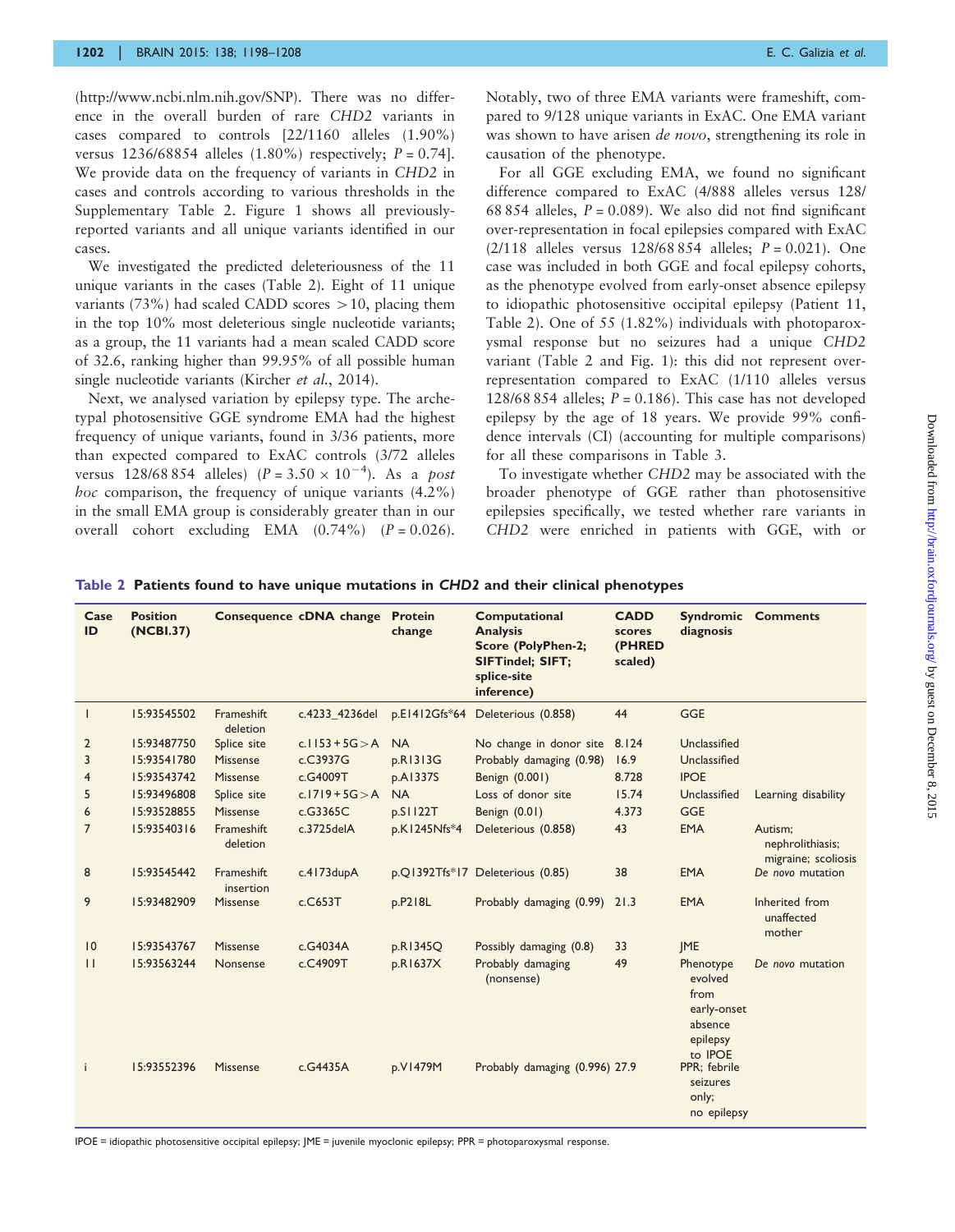(http://www.ncbi.nlm.nih.gov/SNP). There was no difference in the overall burden of rare *CHD2* variants in cases compared to controls [22/1160 alleles (1.90%) versus 1236/68854 alleles (1.80%) respectively; $P = 0.74$]. We provide data on the frequency of variants in *CHD2* in cases and controls according to various thresholds in the Supplementary Table 2. Figure 1 shows all previously-reported variants and all unique variants identified in our cases.

We investigated the predicted deleteriousness of the 11 unique variants in the cases (Table 2). Eight of 11 unique variants (73%) had scaled CADD scores >10, placing them in the top 10% most deleterious single nucleotide variants; as a group, the 11 variants had a mean scaled CADD score of 32.6, ranking higher than 99.95% of all possible human single nucleotide variants (Kircher *et al.*, 2014).

Next, we analysed variation by epilepsy type. The archetypal photosensitive GGE syndrome EMA had the highest frequency of unique variants, found in 3/36 patients, more than expected compared to ExAC controls (3/72 alleles versus 128/68 854 alleles) ($P = 3.50 \times 10^{-4}$). As a *post hoc* comparison, the frequency of unique variants (4.2%) in the small EMA group is considerably greater than in our overall cohort excluding EMA (0.74%) ($P = 0.026$). Notably, two of three EMA variants were frameshift, compared to 9/128 unique variants in ExAC. One EMA variant was shown to have arisen *de novo*, strengthening its role in causation of the phenotype.

For all GGE excluding EMA, we found no significant difference compared to ExAC (4/888 alleles versus 128/68 854 alleles, $P = 0.089$). We also did not find significant over-representation in focal epilepsies compared with ExAC (2/118 alleles versus 128/68 854 alleles; $P = 0.021$). One case was included in both GGE and focal epilepsy cohorts, as the phenotype evolved from early-onset absence epilepsy to idiopathic photosensitive occipital epilepsy (Patient 11, Table 2). One of 55 (1.82%) individuals with photoparoxysmal response but no seizures had a unique *CHD2* variant (Table 2 and Fig. 1): this did not represent over-representation compared to ExAC (1/110 alleles versus 128/68 854 alleles; $P = 0.186$). This case has not developed epilepsy by the age of 18 years. We provide 99% confidence intervals (CI) (accounting for multiple comparisons) for all these comparisons in Table 3.

To investigate whether *CHD2* may be associated with the broader phenotype of GGE rather than photosensitive epilepsies specifically, we tested whether rare variants in *CHD2* were enriched in patients with GGE, with or

**Table 2 Patients found to have unique mutations in *CHD2* and their clinical phenotypes**

| Case ID | Position (NCBI.37) | Consequence | cDNA change | Protein change | Computational Analysis Score (PolyPhen-2; SIFTindel; SIFT; splice-site inference) | CADD scores (PHRED scaled) | Syndromic diagnosis | Comments |
|---|---|---|---|---|---|---|---|---|
| 1 | 15:93545502 | Frameshift deletion | c.4233_4236del | p.E1412Gfs*64 | Deleterious (0.858) | 44 | GGE | |
| 2 | 15:93487750 | Splice site | c.1153+5G>A | NA | No change in donor site | 8.124 | Unclassified | |
| 3 | 15:93541780 | Missense | c.C3937G | p.R1313G | Probably damaging (0.98) | 16.9 | Unclassified | |
| 4 | 15:93543742 | Missense | c.G4009T | p.A1337S | Benign (0.001) | 8.728 | IPOE | |
| 5 | 15:93496808 | Splice site | c.1719+5G>A | NA | Loss of donor site | 15.74 | Unclassified | Learning disability |
| 6 | 15:93528855 | Missense | c.G3365C | p.S1122T | Benign (0.01) | 4.373 | GGE | |
| 7 | 15:93540316 | Frameshift deletion | c.3725delA | p.K1245Nfs*4 | Deleterious (0.858) | 43 | EMA | Autism; nephrolithiasis; migraine; scoliosis |
| 8 | 15:93545442 | Frameshift insertion | c.4173dupA | p.Q1392Tfs*17 | Deleterious (0.85) | 38 | EMA | *De novo* mutation |
| 9 | 15:93482909 | Missense | c.C653T | p.P218L | Probably damaging (0.99) | 21.3 | EMA | Inherited from unaffected mother |
| 10 | 15:93543767 | Missense | c.G4034A | p.R1345Q | Possibly damaging (0.8) | 33 | JME | |
| 11 | 15:93563244 | Nonsense | c.C4909T | p.R1637X | Probably damaging (nonsense) | 49 | Phenotype evolved from early-onset absence epilepsy to IPOE | *De novo* mutation |
| i | 15:93552396 | Missense | c.G4435A | p.V1479M | Probably damaging (0.996) | 27.9 | PPR; febrile seizures only; no epilepsy | |

IPOE = idiopathic photosensitive occipital epilepsy; JME = juvenile myoclonic epilepsy; PPR = photoparoxysmal response.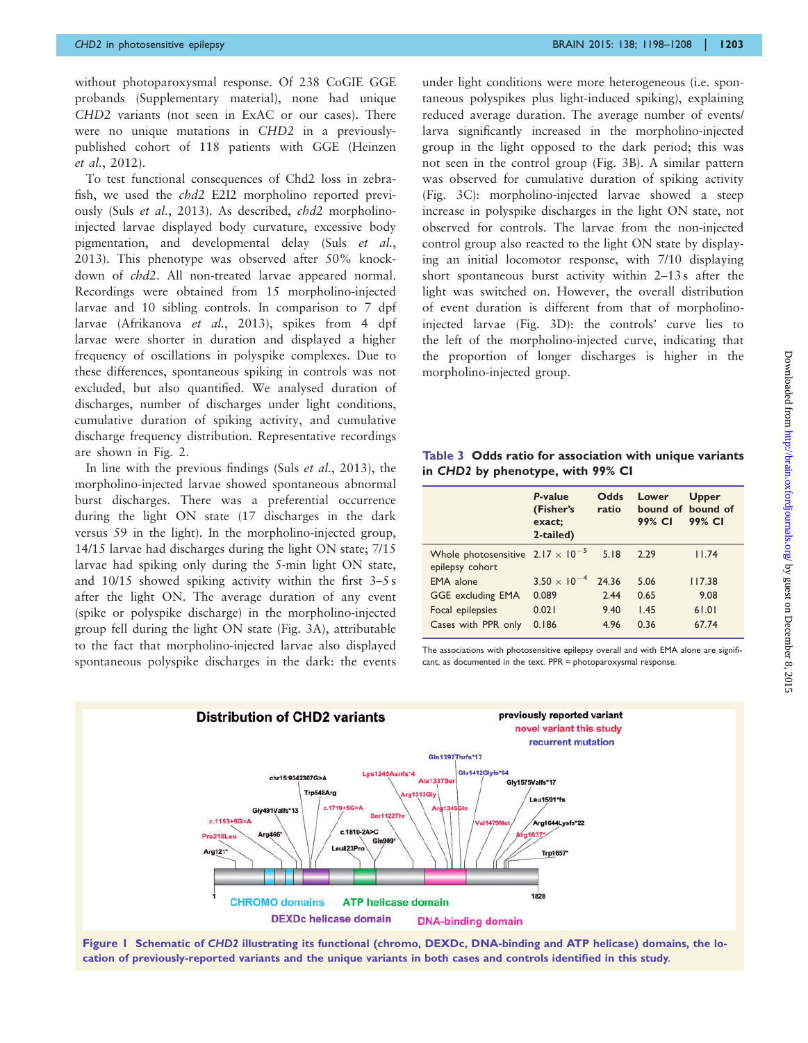without photoparoxysmal response. Of 238 CoGIE GGE probands (Supplementary material), none had unique *CHD2* variants (not seen in ExAC or our cases). There were no unique mutations in *CHD2* in a previously-published cohort of 118 patients with GGE (Heinzen *et al.*, 2012).

To test functional consequences of Chd2 loss in zebrafish, we used the *chd2* E2I2 morpholino reported previously (Suls *et al.*, 2013). As described, *chd2* morpholino-injected larvae displayed body curvature, excessive body pigmentation, and developmental delay (Suls *et al.*, 2013). This phenotype was observed after 50% knockdown of *chd2*. All non-treated larvae appeared normal. Recordings were obtained from 15 morpholino-injected larvae and 10 sibling controls. In comparison to 7 dpf larvae (Afrikanova *et al.*, 2013), spikes from 4 dpf larvae were shorter in duration and displayed a higher frequency of oscillations in polyspike complexes. Due to these differences, spontaneous spiking in controls was not excluded, but also quantified. We analysed duration of discharges, number of discharges under light conditions, cumulative duration of spiking activity, and cumulative discharge frequency distribution. Representative recordings are shown in Fig. 2.

In line with the previous findings (Suls *et al.*, 2013), the morpholino-injected larvae showed spontaneous abnormal burst discharges. There was a preferential occurrence during the light ON state (17 discharges in the dark versus 59 in the light). In the morpholino-injected group, 14/15 larvae had discharges during the light ON state; 7/15 larvae had spiking only during the 5-min light ON state, and 10/15 showed spiking activity within the first 3–5 s after the light ON. The average duration of any event (spike or polyspike discharge) in the morpholino-injected group fell during the light ON state (Fig. 3A), attributable to the fact that morpholino-injected larvae also displayed spontaneous polyspike discharges in the dark: the events under light conditions were more heterogeneous (i.e. spontaneous polyspikes plus light-induced spiking), explaining reduced average duration. The average number of events/larva significantly increased in the morpholino-injected group in the light opposed to the dark period; this was not seen in the control group (Fig. 3B). A similar pattern was observed for cumulative duration of spiking activity (Fig. 3C): morpholino-injected larvae showed a steep increase in polyspike discharges in the light ON state, not observed for controls. The larvae from the non-injected control group also reacted to the light ON state by displaying an initial locomotor response, with 7/10 displaying short spontaneous burst activity within 2–13 s after the light was switched on. However, the overall distribution of event duration is different from that of morpholino-injected larvae (Fig. 3D): the controls' curve lies to the left of the morpholino-injected curve, indicating that the proportion of longer discharges is higher in the morpholino-injected group.

**Table 3 Odds ratio for association with unique variants in *CHD2* by phenotype, with 99% CI**

| | *P*-value (Fisher's exact; 2-tailed) | Odds ratio | Lower bound of 99% CI | Upper bound of 99% CI |
|---|---|---|---|---|
| Whole photosensitive epilepsy cohort | $2.17 \times 10^{-5}$ | 5.18 | 2.29 | 11.74 |
| EMA alone | $3.50 \times 10^{-4}$ | 24.36 | 5.06 | 117.38 |
| GGE excluding EMA | 0.089 | 2.44 | 0.65 | 9.08 |
| Focal epilepsies | 0.021 | 9.40 | 1.45 | 61.01 |
| Cases with PPR only | 0.186 | 4.96 | 0.36 | 67.74 |

The associations with photosensitive epilepsy overall and with EMA alone are significant, as documented in the text. PPR = photoparoxysmal response.

**Figure 1 Schematic of *CHD2* illustrating its functional (chromo, DEXDc, DNA-binding and ATP helicase) domains, the location of previously-reported variants and the unique variants in both cases and controls identified in this study.**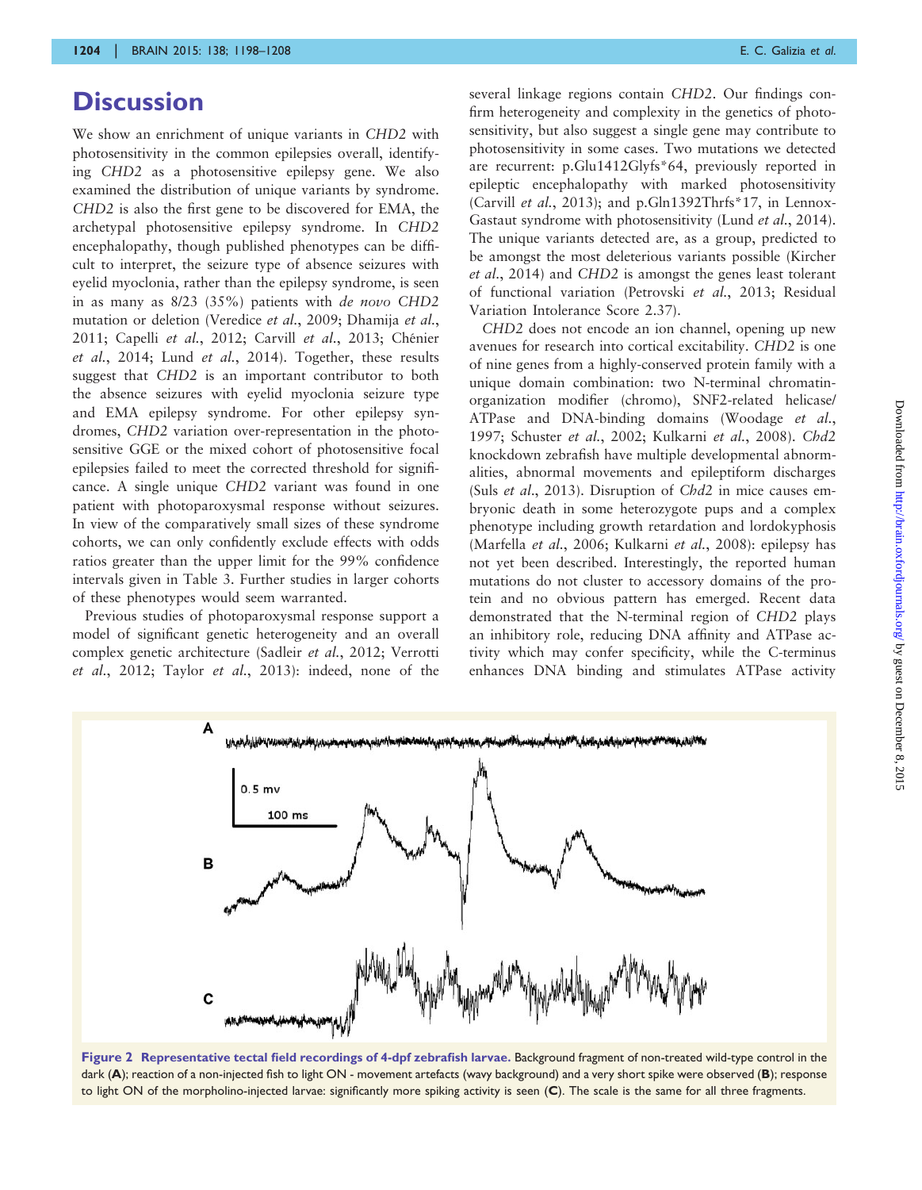# Discussion

We show an enrichment of unique variants in *CHD2* with photosensitivity in the common epilepsies overall, identifying *CHD2* as a photosensitive epilepsy gene. We also examined the distribution of unique variants by syndrome. *CHD2* is also the first gene to be discovered for EMA, the archetypal photosensitive epilepsy syndrome. In *CHD2* encephalopathy, though published phenotypes can be difficult to interpret, the seizure type of absence seizures with eyelid myoclonia, rather than the epilepsy syndrome, is seen in as many as 8/23 (35%) patients with *de novo CHD2* mutation or deletion (Veredice *et al.*, 2009; Dhamija *et al.*, 2011; Capelli *et al.*, 2012; Carvill *et al.*, 2013; Chénier *et al.*, 2014; Lund *et al.*, 2014). Together, these results suggest that *CHD2* is an important contributor to both the absence seizures with eyelid myoclonia seizure type and EMA epilepsy syndrome. For other epilepsy syndromes, *CHD2* variation over-representation in the photosensitive GGE or the mixed cohort of photosensitive focal epilepsies failed to meet the corrected threshold for significance. A single unique *CHD2* variant was found in one patient with photoparoxysmal response without seizures. In view of the comparatively small sizes of these syndrome cohorts, we can only confidently exclude effects with odds ratios greater than the upper limit for the 99% confidence intervals given in Table 3. Further studies in larger cohorts of these phenotypes would seem warranted.

Previous studies of photoparoxysmal response support a model of significant genetic heterogeneity and an overall complex genetic architecture (Sadleir *et al.*, 2012; Verrotti *et al.*, 2012; Taylor *et al.*, 2013): indeed, none of the several linkage regions contain *CHD2*. Our findings confirm heterogeneity and complexity in the genetics of photosensitivity, but also suggest a single gene may contribute to photosensitivity in some cases. Two mutations we detected are recurrent: p.Glu1412Glyfs*64, previously reported in epileptic encephalopathy with marked photosensitivity (Carvill *et al.*, 2013); and p.Gln1392Thrfs*17, in Lennox-Gastaut syndrome with photosensitivity (Lund *et al.*, 2014). The unique variants detected are, as a group, predicted to be amongst the most deleterious variants possible (Kircher *et al.*, 2014) and *CHD2* is amongst the genes least tolerant of functional variation (Petrovski *et al.*, 2013; Residual Variation Intolerance Score 2.37).

*CHD2* does not encode an ion channel, opening up new avenues for research into cortical excitability. *CHD2* is one of nine genes from a highly-conserved protein family with a unique domain combination: two N-terminal chromatin-organization modifier (chromo), SNF2-related helicase/ATPase and DNA-binding domains (Woodage *et al.*, 1997; Schuster *et al.*, 2002; Kulkarni *et al.*, 2008). *Chd2* knockdown zebrafish have multiple developmental abnormalities, abnormal movements and epileptiform discharges (Suls *et al.*, 2013). Disruption of *Chd2* in mice causes embryonic death in some heterozygote pups and a complex phenotype including growth retardation and lordokyphosis (Marfella *et al.*, 2006; Kulkarni *et al.*, 2008): epilepsy has not yet been described. Interestingly, the reported human mutations do not cluster to accessory domains of the protein and no obvious pattern has emerged. Recent data demonstrated that the N-terminal region of *CHD2* plays an inhibitory role, reducing DNA affinity and ATPase activity which may confer specificity, while the C-terminus enhances DNA binding and stimulates ATPase activity

**Figure 2 Representative tectal field recordings of 4-dpf zebrafish larvae.** Background fragment of non-treated wild-type control in the dark (**A**); reaction of a non-injected fish to light ON - movement artefacts (wavy background) and a very short spike were observed (**B**); response to light ON of the morpholino-injected larvae: significantly more spiking activity is seen (**C**). The scale is the same for all three fragments.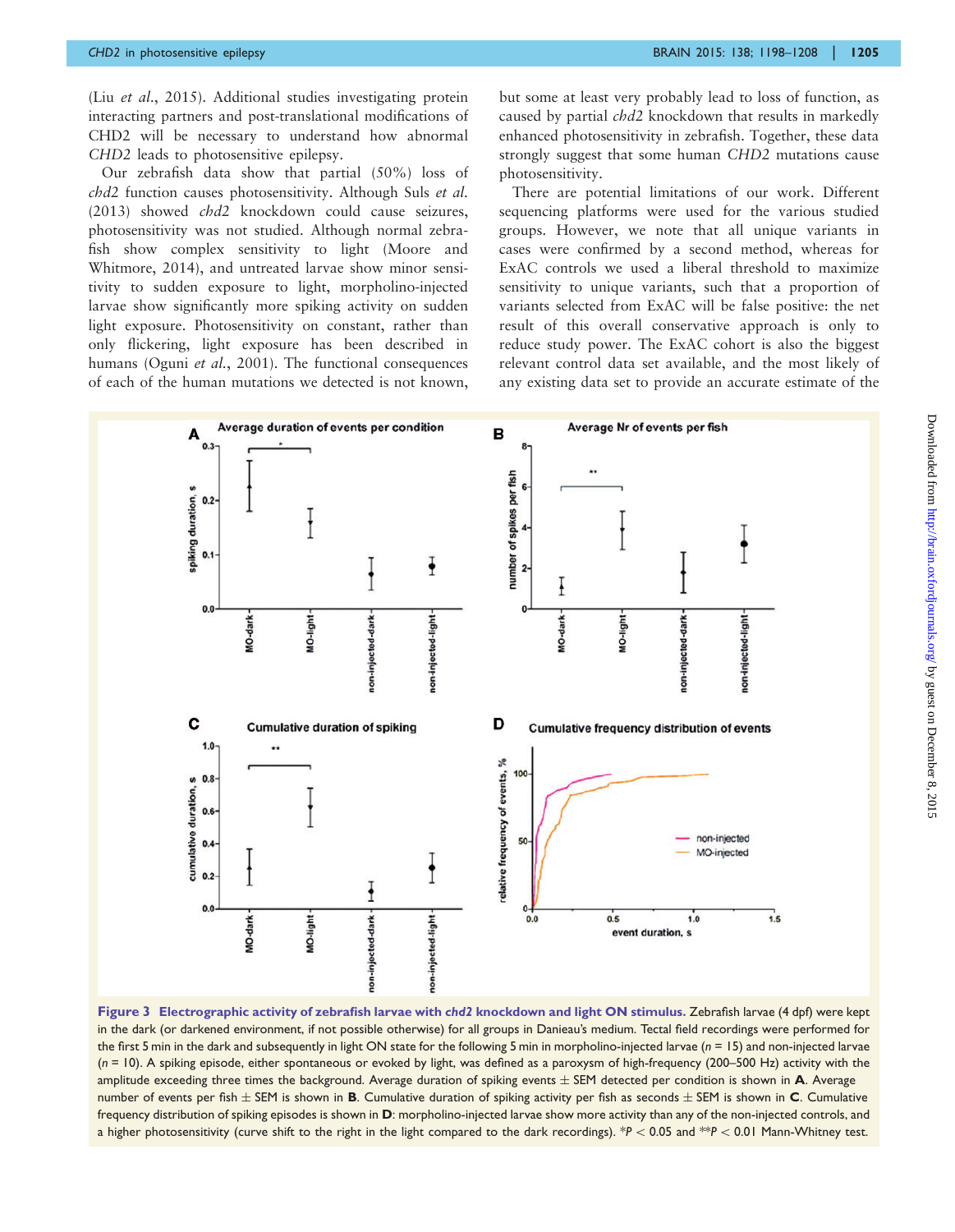(Liu *et al.*, 2015). Additional studies investigating protein interacting partners and post-translational modifications of CHD2 will be necessary to understand how abnormal *CHD2* leads to photosensitive epilepsy.

Our zebrafish data show that partial (50%) loss of *chd2* function causes photosensitivity. Although Suls *et al.* (2013) showed *chd2* knockdown could cause seizures, photosensitivity was not studied. Although normal zebrafish show complex sensitivity to light (Moore and Whitmore, 2014), and untreated larvae show minor sensitivity to sudden exposure to light, morpholino-injected larvae show significantly more spiking activity on sudden light exposure. Photosensitivity on constant, rather than only flickering, light exposure has been described in humans (Oguni *et al.*, 2001). The functional consequences of each of the human mutations we detected is not known, but some at least very probably lead to loss of function, as caused by partial *chd2* knockdown that results in markedly enhanced photosensitivity in zebrafish. Together, these data strongly suggest that some human *CHD2* mutations cause photosensitivity.

There are potential limitations of our work. Different sequencing platforms were used for the various studied groups. However, we note that all unique variants in cases were confirmed by a second method, whereas for ExAC controls we used a liberal threshold to maximize sensitivity to unique variants, such that a proportion of variants selected from ExAC will be false positive: the net result of this overall conservative approach is only to reduce study power. The ExAC cohort is also the biggest relevant control data set available, and the most likely of any existing data set to provide an accurate estimate of the

**Figure 3 Electrographic activity of zebrafish larvae with *chd2* knockdown and light ON stimulus.** Zebrafish larvae (4 dpf) were kept in the dark (or darkened environment, if not possible otherwise) for all groups in Danieau's medium. Tectal field recordings were performed for the first 5 min in the dark and subsequently in light ON state for the following 5 min in morpholino-injected larvae ($n$ = 15) and non-injected larvae ($n$ = 10). A spiking episode, either spontaneous or evoked by light, was defined as a paroxysm of high-frequency (200–500 Hz) activity with the amplitude exceeding three times the background. Average duration of spiking events ± SEM detected per condition is shown in **A**. Average number of events per fish ± SEM is shown in **B**. Cumulative duration of spiking activity per fish as seconds ± SEM is shown in **C**. Cumulative frequency distribution of spiking episodes is shown in **D**: morpholino-injected larvae show more activity than any of the non-injected controls, and a higher photosensitivity (curve shift to the right in the light compared to the dark recordings). *$P < 0.05$ and **$P < 0.01$ Mann-Whitney test.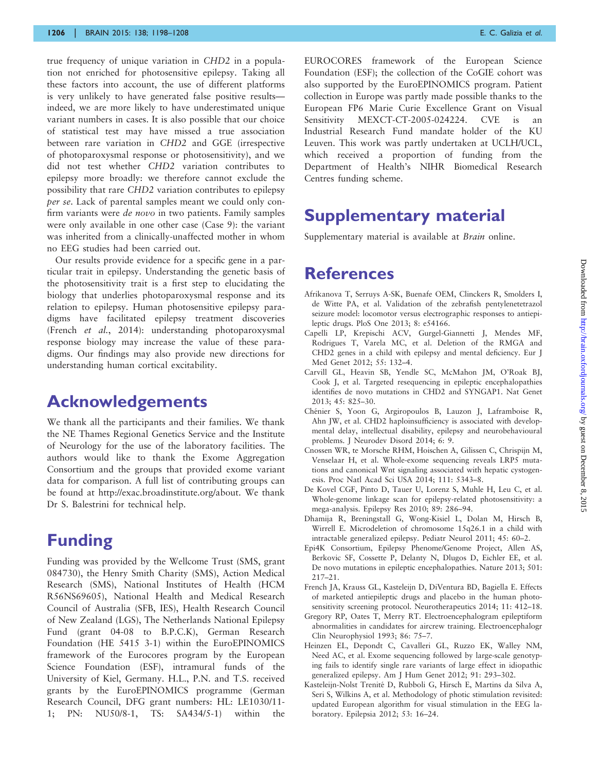true frequency of unique variation in *CHD2* in a population not enriched for photosensitive epilepsy. Taking all these factors into account, the use of different platforms is very unlikely to have generated false positive results—indeed, we are more likely to have underestimated unique variant numbers in cases. It is also possible that our choice of statistical test may have missed a true association between rare variation in *CHD2* and GGE (irrespective of photoparoxysmal response or photosensitivity), and we did not test whether *CHD2* variation contributes to epilepsy more broadly: we therefore cannot exclude the possibility that rare *CHD2* variation contributes to epilepsy *per se*. Lack of parental samples meant we could only confirm variants were *de novo* in two patients. Family samples were only available in one other case (Case 9): the variant was inherited from a clinically-unaffected mother in whom no EEG studies had been carried out.

Our results provide evidence for a specific gene in a particular trait in epilepsy. Understanding the genetic basis of the photosensitivity trait is a first step to elucidating the biology that underlies photoparoxysmal response and its relation to epilepsy. Human photosensitive epilepsy paradigms have facilitated epilepsy treatment discoveries (French *et al.*, 2014): understanding photoparoxysmal response biology may increase the value of these paradigms. Our findings may also provide new directions for understanding human cortical excitability.

# Acknowledgements

We thank all the participants and their families. We thank the NE Thames Regional Genetics Service and the Institute of Neurology for the use of the laboratory facilities. The authors would like to thank the Exome Aggregation Consortium and the groups that provided exome variant data for comparison. A full list of contributing groups can be found at http://exac.broadinstitute.org/about. We thank Dr S. Balestrini for technical help.

# Funding

Funding was provided by the Wellcome Trust (SMS, grant 084730), the Henry Smith Charity (SMS), Action Medical Research (SMS), National Institutes of Health (HCM R56NS69605), National Health and Medical Research Council of Australia (SFB, IES), Health Research Council of New Zealand (LGS), The Netherlands National Epilepsy Fund (grant 04-08 to B.P.C.K), German Research Foundation (HE 5415 3-1) within the EuroEPINOMICS framework of the Eurocores program by the European Science Foundation (ESF), intramural funds of the University of Kiel, Germany. H.L., P.N. and T.S. received grants by the EuroEPINOMICS programme (German Research Council, DFG grant numbers: HL: LE1030/11-1; PN: NU50/8-1, TS: SA434/5-1) within the EUROCORES framework of the European Science Foundation (ESF); the collection of the CoGIE cohort was also supported by the EuroEPINOMICS program. Patient collection in Europe was partly made possible thanks to the European FP6 Marie Curie Excellence Grant on Visual Sensitivity MEXCT-CT-2005-024224. CVE is an Industrial Research Fund mandate holder of the KU Leuven. This work was partly undertaken at UCLH/UCL, which received a proportion of funding from the Department of Health's NIHR Biomedical Research Centres funding scheme.

# Supplementary material

Supplementary material is available at *Brain* online.

# References

Afrikanova T, Serruys A-SK, Buenafe OEM, Clinckers R, Smolders I, de Witte PA, et al. Validation of the zebrafish pentylenetetrazol seizure model: locomotor versus electrographic responses to antiepileptic drugs. PloS One 2013; 8: e54166.

Capelli LP, Krepischi ACV, Gurgel-Giannetti J, Mendes MF, Rodrigues T, Varela MC, et al. Deletion of the RMGA and CHD2 genes in a child with epilepsy and mental deficiency. Eur J Med Genet 2012; 55: 132–4.

Carvill GL, Heavin SB, Yendle SC, McMahon JM, O'Roak BJ, Cook J, et al. Targeted resequencing in epileptic encephalopathies identifies de novo mutations in CHD2 and SYNGAP1. Nat Genet 2013; 45: 825–30.

Chénier S, Yoon G, Argiropoulos B, Lauzon J, Laframboise R, Ahn JW, et al. CHD2 haploinsufficiency is associated with developmental delay, intellectual disability, epilepsy and neurobehavioural problems. J Neurodev Disord 2014; 6: 9.

Cnossen WR, te Morsche RHM, Hoischen A, Gilissen C, Chrispijn M, Venselaar H, et al. Whole-exome sequencing reveals LRP5 mutations and canonical Wnt signaling associated with hepatic cystogenesis. Proc Natl Acad Sci USA 2014; 111: 5343–8.

De Kovel CGF, Pinto D, Tauer U, Lorenz S, Muhle H, Leu C, et al. Whole-genome linkage scan for epilepsy-related photosensitivity: a mega-analysis. Epilepsy Res 2010; 89: 286–94.

Dhamija R, Breningstall G, Wong-Kisiel L, Dolan M, Hirsch B, Wirrell E. Microdeletion of chromosome 15q26.1 in a child with intractable generalized epilepsy. Pediatr Neurol 2011; 45: 60–2.

Epi4K Consortium, Epilepsy Phenome/Genome Project, Allen AS, Berkovic SF, Cossette P, Delanty N, Dlugos D, Eichler EE, et al. De novo mutations in epileptic encephalopathies. Nature 2013; 501: 217–21.

French JA, Krauss GL, Kasteleijn D, DiVentura BD, Bagiella E. Effects of marketed antiepileptic drugs and placebo in the human photosensitivity screening protocol. Neurotherapeutics 2014; 11: 412–18.

Gregory RP, Oates T, Merry RT. Electroencephalogram epileptiform abnormalities in candidates for aircrew training. Electroencephalogr Clin Neurophysiol 1993; 86: 75–7.

Heinzen EL, Depondt C, Cavalleri GL, Ruzzo EK, Walley NM, Need AC, et al. Exome sequencing followed by large-scale genotyping fails to identify single rare variants of large effect in idiopathic generalized epilepsy. Am J Hum Genet 2012; 91: 293–302.

Kasteleijn-Nolst Trenité D, Rubboli G, Hirsch E, Martins da Silva A, Seri S, Wilkins A, et al. Methodology of photic stimulation revisited: updated European algorithm for visual stimulation in the EEG laboratory. Epilepsia 2012; 53: 16–24.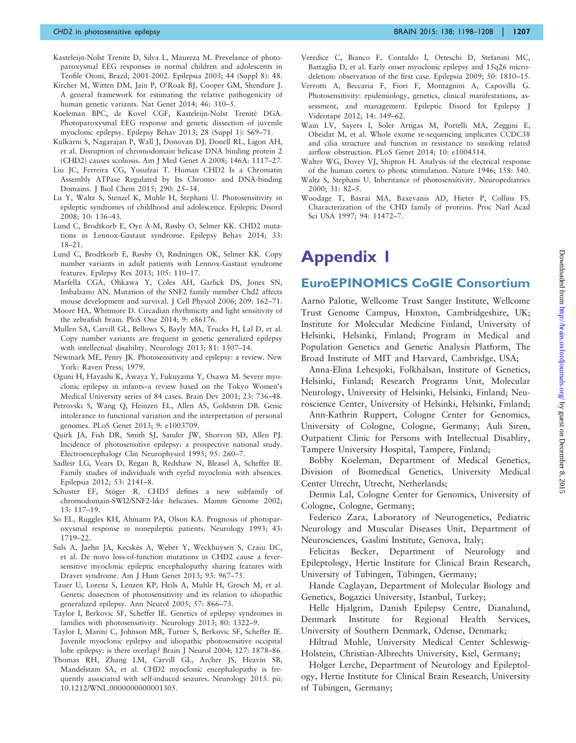Kasteleijn-Nolst Trenite D, Silva L, Maureza M. Prevelance of photoparoxysmal EEG responses in normal children and adolescents in Teofile Otoni, Brazil; 2001-2002. Epilepsia 2003; 44 (Suppl 8): 48.

Kircher M, Witten DM, Jain P, O'Roak BJ, Cooper GM, Shendure J. A general framework for estimating the relative pathogenicity of human genetic variants. Nat Genet 2014; 46: 310–5.

Koeleman BPC, de Kovel CGF, Kasteleijn-Nolst Trenité DGA. Photoparoxysmal EEG response and genetic dissection of juvenile myoclonic epilepsy. Epilepsy Behav 2013; 28 (Suppl 1): S69–71.

Kulkarni S, Nagarajan P, Wall J, Donovan DJ, Donell RL, Ligon AH, et al. Disruption of chromodomain helicase DNA binding protein 2 (CHD2) causes scoliosis. Am J Med Genet A 2008; 146A: 1117–27.

Liu JC, Ferreira CG, Yusufzai T. Human CHD2 Is a Chromatin Assembly ATPase Regulated by Its Chromo- and DNA-binding Domains. J Biol Chem 2015; 290: 25–34.

Lu Y, Waltz S, Stenzel K, Muhle H, Stephani U. Photosensitivity in epileptic syndromes of childhood and adolescence. Epileptic Disord 2008; 10: 136–43.

Lund C, Brodtkorb E, Oye A-M, Røsby O, Selmer KK. CHD2 mutations in Lennox-Gastaut syndrome. Epilepsy Behav 2014; 33: 18–21.

Lund C, Brodtkorb E, Røsby O, Rødningen OK, Selmer KK. Copy number variants in adult patients with Lennox-Gastaut syndrome features. Epilepsy Res 2013; 105: 110–17.

Marfella CGA, Ohkawa Y, Coles AH, Garlick DS, Jones SN, Imbalzano AN. Mutation of the SNF2 family member Chd2 affects mouse development and survival. J Cell Physiol 2006; 209: 162–71.

Moore HA, Whitmore D. Circadian rhythmicity and light sensitivity of the zebrafish brain. PloS One 2014; 9: e86176.

Mullen SA, Carvill GL, Bellows S, Bayly MA, Trucks H, Lal D, et al. Copy number variants are frequent in genetic generalized epilepsy with intellectual disability. Neurology 2013; 81: 1507–14.

Newmark ME, Penry JK. Photosensitivity and epilepsy: a review. New York: Raven Press; 1979.

Oguni H, Hayashi K, Awaya Y, Fukuyama Y, Osawa M. Severe myoclonic epilepsy in infants–a review based on the Tokyo Women's Medical University series of 84 cases. Brain Dev 2001; 23: 736–48.

Petrovski S, Wang Q, Heinzen EL, Allen AS, Goldstein DB. Genic intolerance to functional variation and the interpretation of personal genomes. PLoS Genet 2013; 9: e1003709.

Quirk JA, Fish DR, Smith SJ, Sander JW, Shorvon SD, Allen PJ. Incidence of photosensitive epilepsy: a prospective national study. Electroencephalogr Clin Neurophysiol 1995; 95: 260–7.

Sadleir LG, Vears D, Regan B, Redshaw N, Bleasel A, Scheffer IE. Family studies of individuals with eyelid myoclonia with absences. Epilepsia 2012; 53: 2141–8.

Schuster EF, Stöger R. CHD5 defines a new subfamily of chromodomain-SWI2/SNF2-like helicases. Mamm Genome 2002; 13: 117–19.

So EL, Ruggles KH, Ahmann PA, Olson KA. Prognosis of photoparoxysmal response in nonepileptic patients. Neurology 1993; 43: 1719–22.

Suls A, Jaehn JA, Kecskés A, Weber Y, Weckhuysen S, Craiu DC, et al. De novo loss-of-function mutations in CHD2 cause a fever-sensitive myoclonic epileptic encephalopathy sharing features with Dravet syndrome. Am J Hum Genet 2013; 93: 967–75.

Tauer U, Lorenz S, Lenzen KP, Heils A, Muhle H, Gresch M, et al. Genetic dissection of photosensitivity and its relation to idiopathic generalized epilepsy. Ann Neurol 2005; 57: 866–73.

Taylor I, Berkovic SF, Scheffer IE. Genetics of epilepsy syndromes in families with photosensitivity. Neurology 2013; 80: 1322–9.

Taylor I, Marini C, Johnson MR, Turner S, Berkovic SF, Scheffer IE. Juvenile myoclonic epilepsy and idiopathic photosensitive occipital lobe epilepsy: is there overlap? Brain J Neurol 2004; 127: 1878–86.

Thomas RH, Zhang LM, Carvill GL, Archer JS, Heavin SB, Mandelstam SA, et al. CHD2 myoclonic encephalopathy is frequently associated with self-induced seizures. Neurology 2015. pii: 10.1212/WNL.0000000000001305.

Veredice C, Bianco F, Contaldo I, Orteschi D, Stefanini MC, Battaglia D, et al. Early onset myoclonic epilepsy and 15q26 microdeletion: observation of the first case. Epilepsia 2009; 50: 1810–15.

Verrotti A, Beccaria F, Fiori F, Montagnini A, Capovilla G. Photosensitivity: epidemiology, genetics, clinical manifestations, assessment, and management. Epileptic Disord Int Epilepsy J Videotape 2012; 14: 349–62.

Wain LV, Sayers I, Soler Artigas M, Portelli MA, Zeggini E, Obeidat M, et al. Whole exome re-sequencing implicates CCDC38 and cilia structure and function in resistance to smoking related airflow obstruction. PLoS Genet 2014; 10: e1004314.

Walter WG, Dovey VJ, Shipton H. Analysis of the electrical response of the human cortex to photic stimulation. Nature 1946; 158: 540.

Waltz S, Stephani U. Inheritance of photosensitivity. Neuropediatrics 2000; 31: 82–5.

Woodage T, Basrai MA, Baxevanis AD, Hieter P, Collins FS. Characterization of the CHD family of proteins. Proc Natl Acad Sci USA 1997; 94: 11472–7.

# Appendix 1

## EuroEPINOMICS CoGIE Consortium

Aarno Palotie, Wellcome Trust Sanger Institute, Wellcome Trust Genome Campus, Hinxton, Cambridgeshire, UK; Institute for Molecular Medicine Finland, University of Helsinki, Helsinki, Finland; Program in Medical and Population Genetics and Genetic Analysis Platform, The Broad Institute of MIT and Harvard, Cambridge, USA;

Anna-Elina Lehesjoki, Folkhälsan, Institute of Genetics, Helsinki, Finland; Research Programs Unit, Molecular Neurology, University of Helsinki, Helsinki, Finland; Neuroscience Center, University of Helsinki, Helsinki, Finland;

Ann-Kathrin Ruppert, Cologne Center for Genomics, University of Cologne, Cologne, Germany; Auli Siren, Outpatient Clinic for Persons with Intellectual Disablity, Tampere University Hospital, Tampere, Finland;

Bobby Koeleman, Department of Medical Genetics, Division of Biomedical Genetics, University Medical Center Utrecht, Utrecht, Netherlands;

Dennis Lal, Cologne Center for Genomics, University of Cologne, Cologne, Germany;

Federico Zara, Laboratory of Neurogenetics, Pediatric Neurology and Muscular Diseases Unit, Department of Neurosciences, Gaslini Institute, Genova, Italy;

Felicitas Becker, Department of Neurology and Epileptology, Hertie Institute for Clinical Brain Research, University of Tübingen, Tübingen, Germany;

Hande Caglayan, Department of Molecular Biology and Genetics, Bogazici University, Istanbul, Turkey;

Helle Hjalgrim, Danish Epilepsy Centre, Dianalund, Denmark Institute for Regional Health Services, University of Southern Denmark, Odense, Denmark;

Hiltrud Muhle, University Medical Center Schleswig-Holstein, Christian-Albrechts University, Kiel, Germany;

Holger Lerche, Department of Neurology and Epileptology, Hertie Institute for Clinical Brain Research, University of Tübingen, Germany;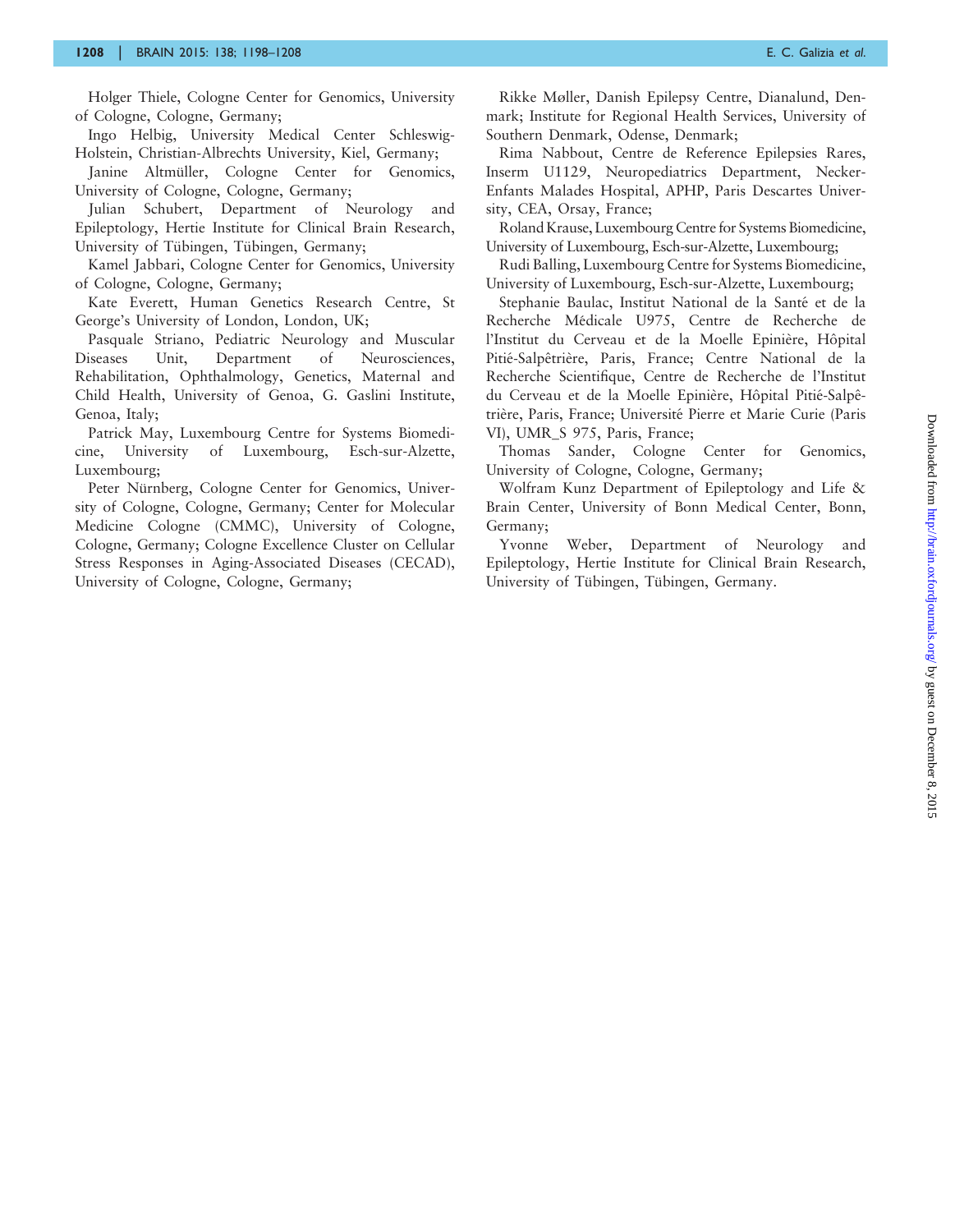Holger Thiele, Cologne Center for Genomics, University of Cologne, Cologne, Germany;

Ingo Helbig, University Medical Center Schleswig-Holstein, Christian-Albrechts University, Kiel, Germany;

Janine Altmüller, Cologne Center for Genomics, University of Cologne, Cologne, Germany;

Julian Schubert, Department of Neurology and Epileptology, Hertie Institute for Clinical Brain Research, University of Tübingen, Tübingen, Germany;

Kamel Jabbari, Cologne Center for Genomics, University of Cologne, Cologne, Germany;

Kate Everett, Human Genetics Research Centre, St George's University of London, London, UK;

Pasquale Striano, Pediatric Neurology and Muscular Diseases Unit, Department of Neurosciences, Rehabilitation, Ophthalmology, Genetics, Maternal and Child Health, University of Genoa, G. Gaslini Institute, Genoa, Italy;

Patrick May, Luxembourg Centre for Systems Biomedicine, University of Luxembourg, Esch-sur-Alzette, Luxembourg;

Peter Nürnberg, Cologne Center for Genomics, University of Cologne, Cologne, Germany; Center for Molecular Medicine Cologne (CMMC), University of Cologne, Cologne, Germany; Cologne Excellence Cluster on Cellular Stress Responses in Aging-Associated Diseases (CECAD), University of Cologne, Cologne, Germany;

Rikke Møller, Danish Epilepsy Centre, Dianalund, Denmark; Institute for Regional Health Services, University of Southern Denmark, Odense, Denmark;

Rima Nabbout, Centre de Reference Epilepsies Rares, Inserm U1129, Neuropediatrics Department, Necker-Enfants Malades Hospital, APHP, Paris Descartes University, CEA, Orsay, France;

Roland Krause, Luxembourg Centre for Systems Biomedicine, University of Luxembourg, Esch-sur-Alzette, Luxembourg;

Rudi Balling, Luxembourg Centre for Systems Biomedicine, University of Luxembourg, Esch-sur-Alzette, Luxembourg;

Stephanie Baulac, Institut National de la Santé et de la Recherche Médicale U975, Centre de Recherche de l'Institut du Cerveau et de la Moelle Epinière, Hôpital Pitié-Salpêtrière, Paris, France; Centre National de la Recherche Scientifique, Centre de Recherche de l'Institut du Cerveau et de la Moelle Epinière, Hôpital Pitié-Salpêtrière, Paris, France; Université Pierre et Marie Curie (Paris VI), UMR_S 975, Paris, France;

Thomas Sander, Cologne Center for Genomics, University of Cologne, Cologne, Germany;

Wolfram Kunz Department of Epileptology and Life & Brain Center, University of Bonn Medical Center, Bonn, Germany;

Yvonne Weber, Department of Neurology and Epileptology, Hertie Institute for Clinical Brain Research, University of Tübingen, Tübingen, Germany.